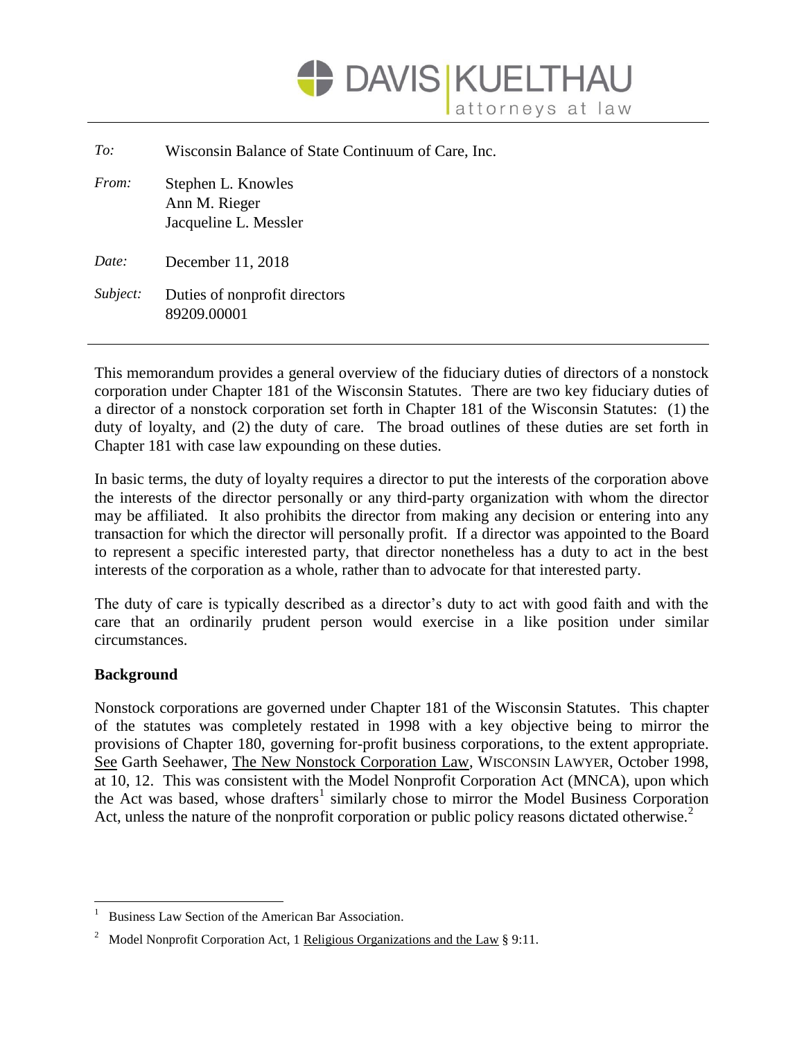DAVIS | KUELTHAU
attorneys at law

*To:* Wisconsin Balance of State Continuum of Care, Inc.

*From:* Stephen L. Knowles
Ann M. Rieger
Jacqueline L. Messler

*Date:* December 11, 2018

*Subject:* Duties of nonprofit directors
89209.00001

---

This memorandum provides a general overview of the fiduciary duties of directors of a nonstock corporation under Chapter 181 of the Wisconsin Statutes. There are two key fiduciary duties of a director of a nonstock corporation set forth in Chapter 181 of the Wisconsin Statutes: (1) the duty of loyalty, and (2) the duty of care. The broad outlines of these duties are set forth in Chapter 181 with case law expounding on these duties.

In basic terms, the duty of loyalty requires a director to put the interests of the corporation above the interests of the director personally or any third-party organization with whom the director may be affiliated. It also prohibits the director from making any decision or entering into any transaction for which the director will personally profit. If a director was appointed to the Board to represent a specific interested party, that director nonetheless has a duty to act in the best interests of the corporation as a whole, rather than to advocate for that interested party.

The duty of care is typically described as a director's duty to act with good faith and with the care that an ordinarily prudent person would exercise in a like position under similar circumstances.

**Background**

Nonstock corporations are governed under Chapter 181 of the Wisconsin Statutes. This chapter of the statutes was completely restated in 1998 with a key objective being to mirror the provisions of Chapter 180, governing for-profit business corporations, to the extent appropriate. See Garth Seehawer, The New Nonstock Corporation Law, WISCONSIN LAWYER, October 1998, at 10, 12. This was consistent with the Model Nonprofit Corporation Act (MNCA), upon which the Act was based, whose drafters[1] similarly chose to mirror the Model Business Corporation Act, unless the nature of the nonprofit corporation or public policy reasons dictated otherwise.[2]

---

[1] Business Law Section of the American Bar Association.

[2] Model Nonprofit Corporation Act, 1 Religious Organizations and the Law § 9:11.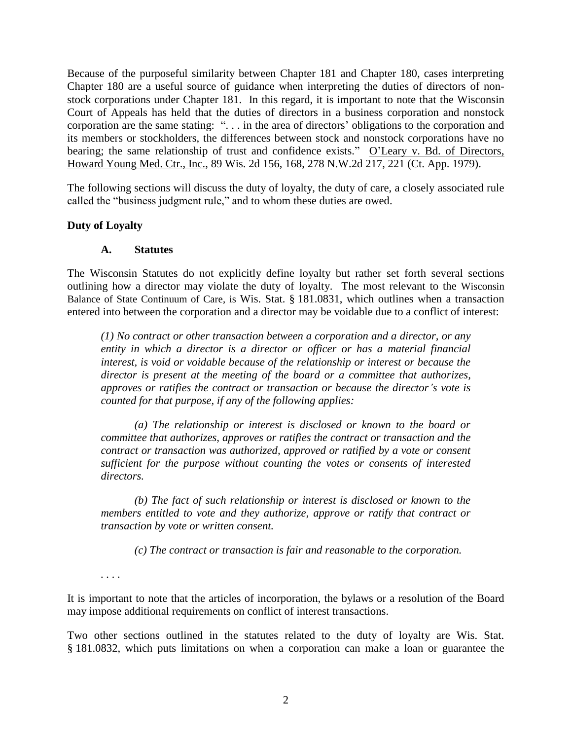Because of the purposeful similarity between Chapter 181 and Chapter 180, cases interpreting Chapter 180 are a useful source of guidance when interpreting the duties of directors of non-stock corporations under Chapter 181. In this regard, it is important to note that the Wisconsin Court of Appeals has held that the duties of directors in a business corporation and nonstock corporation are the same stating: ". . . in the area of directors' obligations to the corporation and its members or stockholders, the differences between stock and nonstock corporations have no bearing; the same relationship of trust and confidence exists." O'Leary v. Bd. of Directors, Howard Young Med. Ctr., Inc., 89 Wis. 2d 156, 168, 278 N.W.2d 217, 221 (Ct. App. 1979).

The following sections will discuss the duty of loyalty, the duty of care, a closely associated rule called the "business judgment rule," and to whom these duties are owed.

## Duty of Loyalty

### A. Statutes

The Wisconsin Statutes do not explicitly define loyalty but rather set forth several sections outlining how a director may violate the duty of loyalty. The most relevant to the Wisconsin Balance of State Continuum of Care, is Wis. Stat. § 181.0831, which outlines when a transaction entered into between the corporation and a director may be voidable due to a conflict of interest:

> *(1) No contract or other transaction between a corporation and a director, or any entity in which a director is a director or officer or has a material financial interest, is void or voidable because of the relationship or interest or because the director is present at the meeting of the board or a committee that authorizes, approves or ratifies the contract or transaction or because the director's vote is counted for that purpose, if any of the following applies:*
>
> *(a) The relationship or interest is disclosed or known to the board or committee that authorizes, approves or ratifies the contract or transaction and the contract or transaction was authorized, approved or ratified by a vote or consent sufficient for the purpose without counting the votes or consents of interested directors.*
>
> *(b) The fact of such relationship or interest is disclosed or known to the members entitled to vote and they authorize, approve or ratify that contract or transaction by vote or written consent.*
>
> *(c) The contract or transaction is fair and reasonable to the corporation.*
>
> . . . .

It is important to note that the articles of incorporation, the bylaws or a resolution of the Board may impose additional requirements on conflict of interest transactions.

Two other sections outlined in the statutes related to the duty of loyalty are Wis. Stat. § 181.0832, which puts limitations on when a corporation can make a loan or guarantee the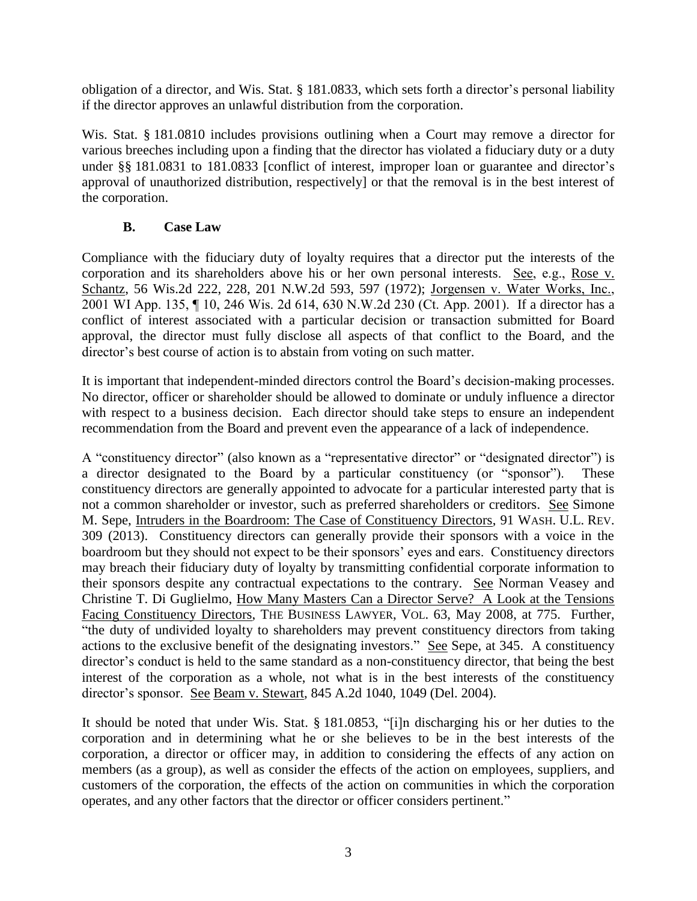obligation of a director, and Wis. Stat. § 181.0833, which sets forth a director's personal liability if the director approves an unlawful distribution from the corporation.

Wis. Stat. § 181.0810 includes provisions outlining when a Court may remove a director for various breeches including upon a finding that the director has violated a fiduciary duty or a duty under §§ 181.0831 to 181.0833 [conflict of interest, improper loan or guarantee and director's approval of unauthorized distribution, respectively] or that the removal is in the best interest of the corporation.

### B. Case Law

Compliance with the fiduciary duty of loyalty requires that a director put the interests of the corporation and its shareholders above his or her own personal interests. See, e.g., Rose v. Schantz, 56 Wis.2d 222, 228, 201 N.W.2d 593, 597 (1972); Jorgensen v. Water Works, Inc., 2001 WI App. 135, ¶ 10, 246 Wis. 2d 614, 630 N.W.2d 230 (Ct. App. 2001). If a director has a conflict of interest associated with a particular decision or transaction submitted for Board approval, the director must fully disclose all aspects of that conflict to the Board, and the director's best course of action is to abstain from voting on such matter.

It is important that independent-minded directors control the Board's decision-making processes. No director, officer or shareholder should be allowed to dominate or unduly influence a director with respect to a business decision. Each director should take steps to ensure an independent recommendation from the Board and prevent even the appearance of a lack of independence.

A "constituency director" (also known as a "representative director" or "designated director") is a director designated to the Board by a particular constituency (or "sponsor"). These constituency directors are generally appointed to advocate for a particular interested party that is not a common shareholder or investor, such as preferred shareholders or creditors. See Simone M. Sepe, Intruders in the Boardroom: The Case of Constituency Directors, 91 WASH. U.L. REV. 309 (2013). Constituency directors can generally provide their sponsors with a voice in the boardroom but they should not expect to be their sponsors' eyes and ears. Constituency directors may breach their fiduciary duty of loyalty by transmitting confidential corporate information to their sponsors despite any contractual expectations to the contrary. See Norman Veasey and Christine T. Di Guglielmo, How Many Masters Can a Director Serve? A Look at the Tensions Facing Constituency Directors, THE BUSINESS LAWYER, VOL. 63, May 2008, at 775. Further, "the duty of undivided loyalty to shareholders may prevent constituency directors from taking actions to the exclusive benefit of the designating investors." See Sepe, at 345. A constituency director's conduct is held to the same standard as a non-constituency director, that being the best interest of the corporation as a whole, not what is in the best interests of the constituency director's sponsor. See Beam v. Stewart, 845 A.2d 1040, 1049 (Del. 2004).

It should be noted that under Wis. Stat. § 181.0853, "[i]n discharging his or her duties to the corporation and in determining what he or she believes to be in the best interests of the corporation, a director or officer may, in addition to considering the effects of any action on members (as a group), as well as consider the effects of the action on employees, suppliers, and customers of the corporation, the effects of the action on communities in which the corporation operates, and any other factors that the director or officer considers pertinent."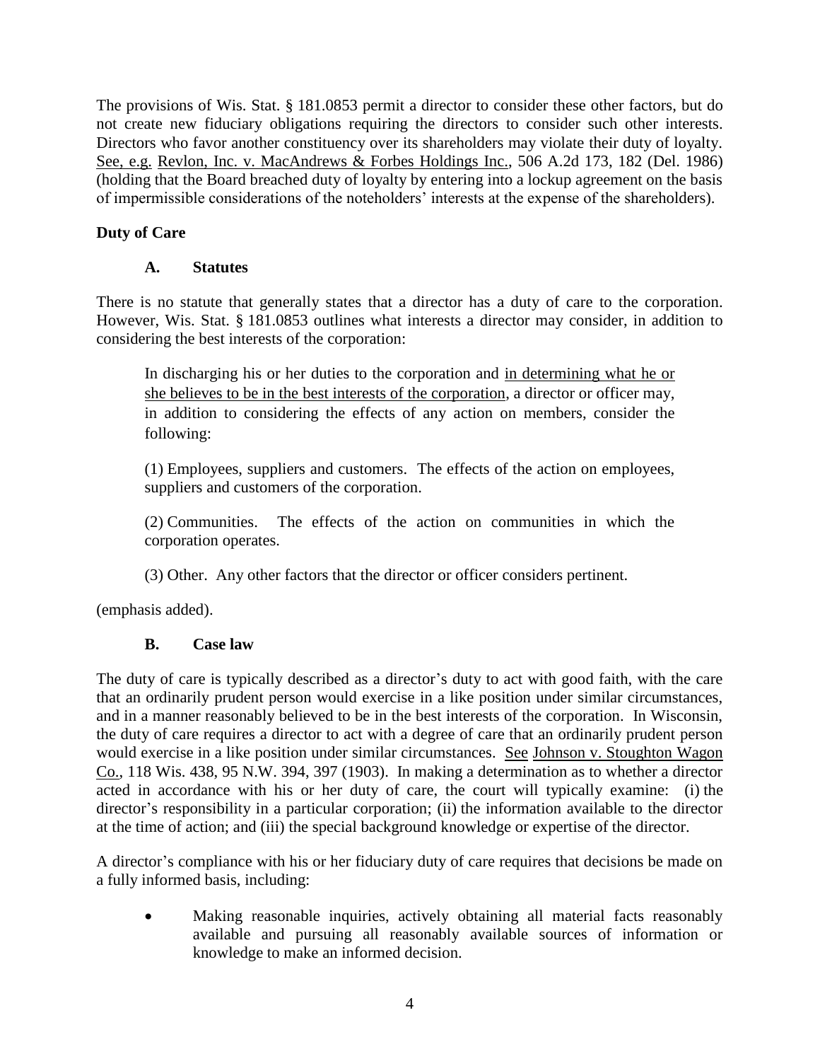The provisions of Wis. Stat. § 181.0853 permit a director to consider these other factors, but do not create new fiduciary obligations requiring the directors to consider such other interests. Directors who favor another constituency over its shareholders may violate their duty of loyalty. See, e.g. Revlon, Inc. v. MacAndrews & Forbes Holdings Inc., 506 A.2d 173, 182 (Del. 1986) (holding that the Board breached duty of loyalty by entering into a lockup agreement on the basis of impermissible considerations of the noteholders' interests at the expense of the shareholders).

**Duty of Care**

**A. Statutes**

There is no statute that generally states that a director has a duty of care to the corporation. However, Wis. Stat. § 181.0853 outlines what interests a director may consider, in addition to considering the best interests of the corporation:

> In discharging his or her duties to the corporation and in determining what he or she believes to be in the best interests of the corporation, a director or officer may, in addition to considering the effects of any action on members, consider the following:
>
> (1) Employees, suppliers and customers. The effects of the action on employees, suppliers and customers of the corporation.
>
> (2) Communities. The effects of the action on communities in which the corporation operates.
>
> (3) Other. Any other factors that the director or officer considers pertinent.

(emphasis added).

**B. Case law**

The duty of care is typically described as a director's duty to act with good faith, with the care that an ordinarily prudent person would exercise in a like position under similar circumstances, and in a manner reasonably believed to be in the best interests of the corporation. In Wisconsin, the duty of care requires a director to act with a degree of care that an ordinarily prudent person would exercise in a like position under similar circumstances. See Johnson v. Stoughton Wagon Co., 118 Wis. 438, 95 N.W. 394, 397 (1903). In making a determination as to whether a director acted in accordance with his or her duty of care, the court will typically examine: (i) the director's responsibility in a particular corporation; (ii) the information available to the director at the time of action; and (iii) the special background knowledge or expertise of the director.

A director's compliance with his or her fiduciary duty of care requires that decisions be made on a fully informed basis, including:

- Making reasonable inquiries, actively obtaining all material facts reasonably available and pursuing all reasonably available sources of information or knowledge to make an informed decision.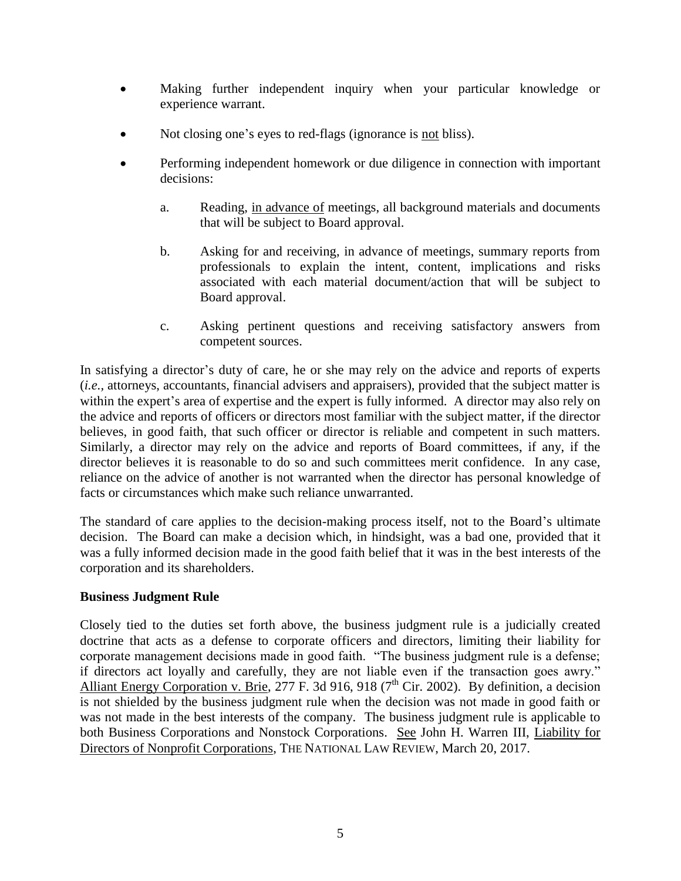- Making further independent inquiry when your particular knowledge or experience warrant.

- Not closing one's eyes to red-flags (ignorance is <u>not</u> bliss).

- Performing independent homework or due diligence in connection with important decisions:

    a. Reading, <u>in advance of</u> meetings, all background materials and documents that will be subject to Board approval.

    b. Asking for and receiving, in advance of meetings, summary reports from professionals to explain the intent, content, implications and risks associated with each material document/action that will be subject to Board approval.

    c. Asking pertinent questions and receiving satisfactory answers from competent sources.

In satisfying a director's duty of care, he or she may rely on the advice and reports of experts (*i.e.*, attorneys, accountants, financial advisers and appraisers), provided that the subject matter is within the expert's area of expertise and the expert is fully informed. A director may also rely on the advice and reports of officers or directors most familiar with the subject matter, if the director believes, in good faith, that such officer or director is reliable and competent in such matters. Similarly, a director may rely on the advice and reports of Board committees, if any, if the director believes it is reasonable to do so and such committees merit confidence. In any case, reliance on the advice of another is not warranted when the director has personal knowledge of facts or circumstances which make such reliance unwarranted.

The standard of care applies to the decision-making process itself, not to the Board's ultimate decision. The Board can make a decision which, in hindsight, was a bad one, provided that it was a fully informed decision made in the good faith belief that it was in the best interests of the corporation and its shareholders.

**Business Judgment Rule**

Closely tied to the duties set forth above, the business judgment rule is a judicially created doctrine that acts as a defense to corporate officers and directors, limiting their liability for corporate management decisions made in good faith. "The business judgment rule is a defense; if directors act loyally and carefully, they are not liable even if the transaction goes awry." <u>Alliant Energy Corporation v. Brie</u>, 277 F. 3d 916, 918 (7th Cir. 2002). By definition, a decision is not shielded by the business judgment rule when the decision was not made in good faith or was not made in the best interests of the company. The business judgment rule is applicable to both Business Corporations and Nonstock Corporations. <u>See</u> John H. Warren III, <u>Liability for Directors of Nonprofit Corporations</u>, THE NATIONAL LAW REVIEW, March 20, 2017.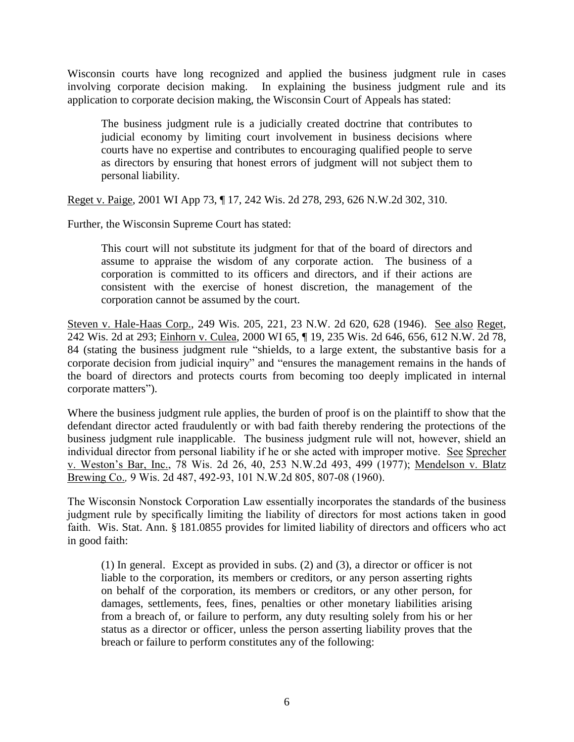Wisconsin courts have long recognized and applied the business judgment rule in cases involving corporate decision making. In explaining the business judgment rule and its application to corporate decision making, the Wisconsin Court of Appeals has stated:

> The business judgment rule is a judicially created doctrine that contributes to judicial economy by limiting court involvement in business decisions where courts have no expertise and contributes to encouraging qualified people to serve as directors by ensuring that honest errors of judgment will not subject them to personal liability.

Reget v. Paige, 2001 WI App 73, ¶ 17, 242 Wis. 2d 278, 293, 626 N.W.2d 302, 310.

Further, the Wisconsin Supreme Court has stated:

> This court will not substitute its judgment for that of the board of directors and assume to appraise the wisdom of any corporate action. The business of a corporation is committed to its officers and directors, and if their actions are consistent with the exercise of honest discretion, the management of the corporation cannot be assumed by the court.

Steven v. Hale-Haas Corp., 249 Wis. 205, 221, 23 N.W. 2d 620, 628 (1946). See also Reget, 242 Wis. 2d at 293; Einhorn v. Culea, 2000 WI 65, ¶ 19, 235 Wis. 2d 646, 656, 612 N.W. 2d 78, 84 (stating the business judgment rule "shields, to a large extent, the substantive basis for a corporate decision from judicial inquiry" and "ensures the management remains in the hands of the board of directors and protects courts from becoming too deeply implicated in internal corporate matters").

Where the business judgment rule applies, the burden of proof is on the plaintiff to show that the defendant director acted fraudulently or with bad faith thereby rendering the protections of the business judgment rule inapplicable. The business judgment rule will not, however, shield an individual director from personal liability if he or she acted with improper motive. See Sprecher v. Weston's Bar, Inc., 78 Wis. 2d 26, 40, 253 N.W.2d 493, 499 (1977); Mendelson v. Blatz Brewing Co., 9 Wis. 2d 487, 492-93, 101 N.W.2d 805, 807-08 (1960).

The Wisconsin Nonstock Corporation Law essentially incorporates the standards of the business judgment rule by specifically limiting the liability of directors for most actions taken in good faith. Wis. Stat. Ann. § 181.0855 provides for limited liability of directors and officers who act in good faith:

> (1) In general. Except as provided in subs. (2) and (3), a director or officer is not liable to the corporation, its members or creditors, or any person asserting rights on behalf of the corporation, its members or creditors, or any other person, for damages, settlements, fees, fines, penalties or other monetary liabilities arising from a breach of, or failure to perform, any duty resulting solely from his or her status as a director or officer, unless the person asserting liability proves that the breach or failure to perform constitutes any of the following: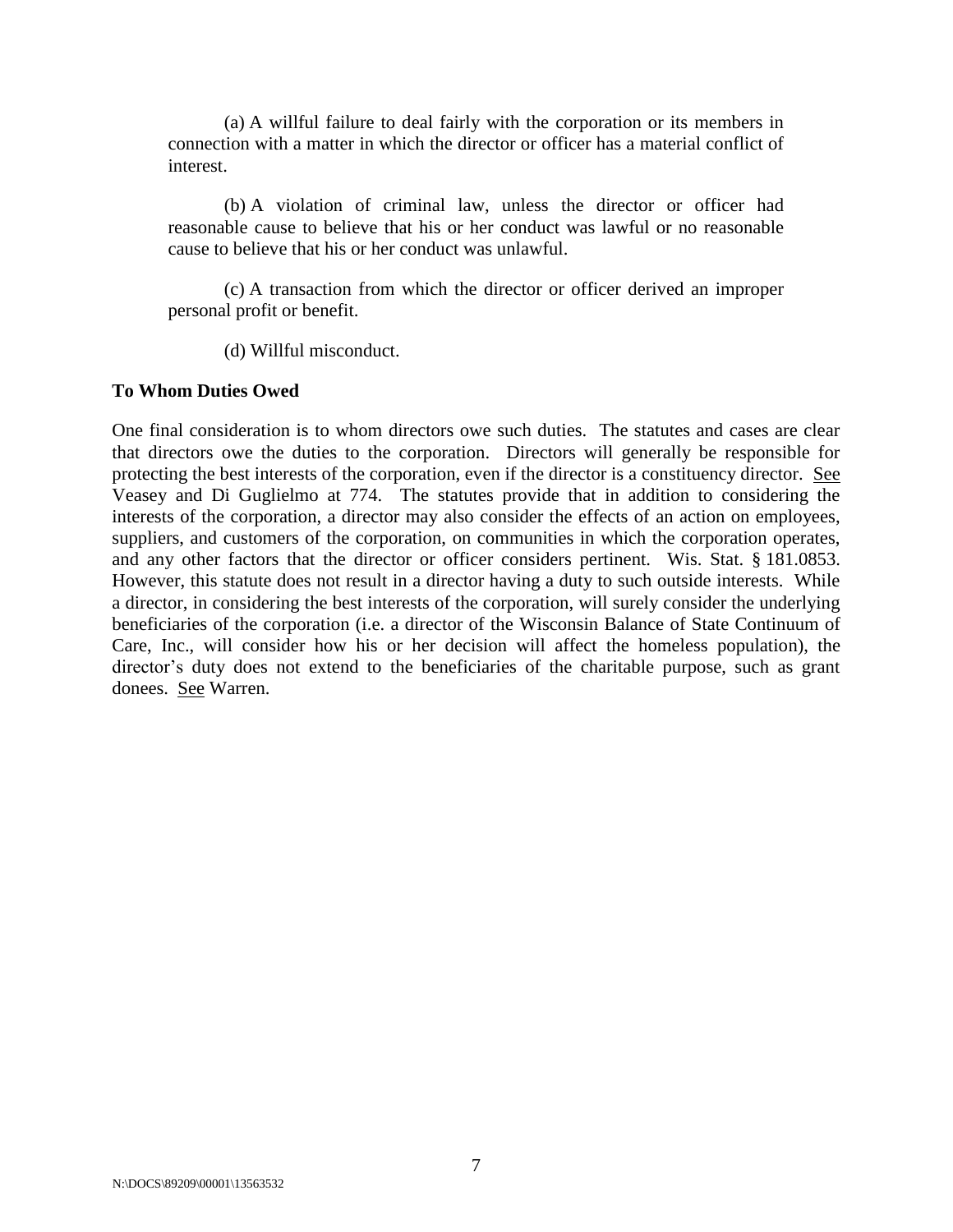(a) A willful failure to deal fairly with the corporation or its members in connection with a matter in which the director or officer has a material conflict of interest.

(b) A violation of criminal law, unless the director or officer had reasonable cause to believe that his or her conduct was lawful or no reasonable cause to believe that his or her conduct was unlawful.

(c) A transaction from which the director or officer derived an improper personal profit or benefit.

(d) Willful misconduct.

**To Whom Duties Owed**

One final consideration is to whom directors owe such duties. The statutes and cases are clear that directors owe the duties to the corporation. Directors will generally be responsible for protecting the best interests of the corporation, even if the director is a constituency director. See Veasey and Di Guglielmo at 774. The statutes provide that in addition to considering the interests of the corporation, a director may also consider the effects of an action on employees, suppliers, and customers of the corporation, on communities in which the corporation operates, and any other factors that the director or officer considers pertinent. Wis. Stat. § 181.0853. However, this statute does not result in a director having a duty to such outside interests. While a director, in considering the best interests of the corporation, will surely consider the underlying beneficiaries of the corporation (i.e. a director of the Wisconsin Balance of State Continuum of Care, Inc., will consider how his or her decision will affect the homeless population), the director's duty does not extend to the beneficiaries of the charitable purpose, such as grant donees. See Warren.